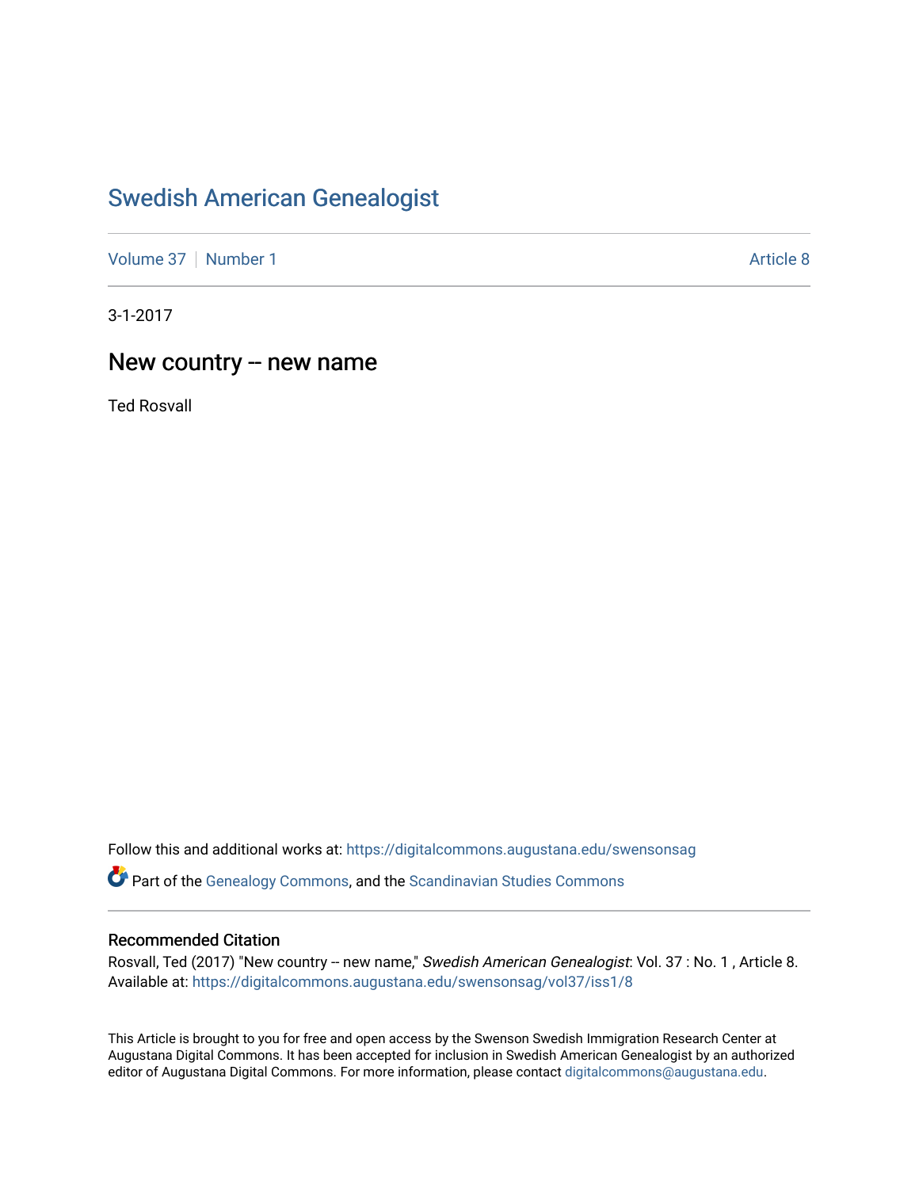# Swedish American Genealogist

Volume 37 | Number 1 | Article 8

3-1-2017

## New country -- new name

Ted Rosvall

Follow this and additional works at: https://digitalcommons.augustana.edu/swensonsag

Part of the Genealogy Commons, and the Scandinavian Studies Commons

### Recommended Citation

Rosvall, Ted (2017) "New country -- new name," *Swedish American Genealogist*: Vol. 37 : No. 1 , Article 8. Available at: https://digitalcommons.augustana.edu/swensonsag/vol37/iss1/8

This Article is brought to you for free and open access by the Swenson Swedish Immigration Research Center at Augustana Digital Commons. It has been accepted for inclusion in Swedish American Genealogist by an authorized editor of Augustana Digital Commons. For more information, please contact digitalcommons@augustana.edu.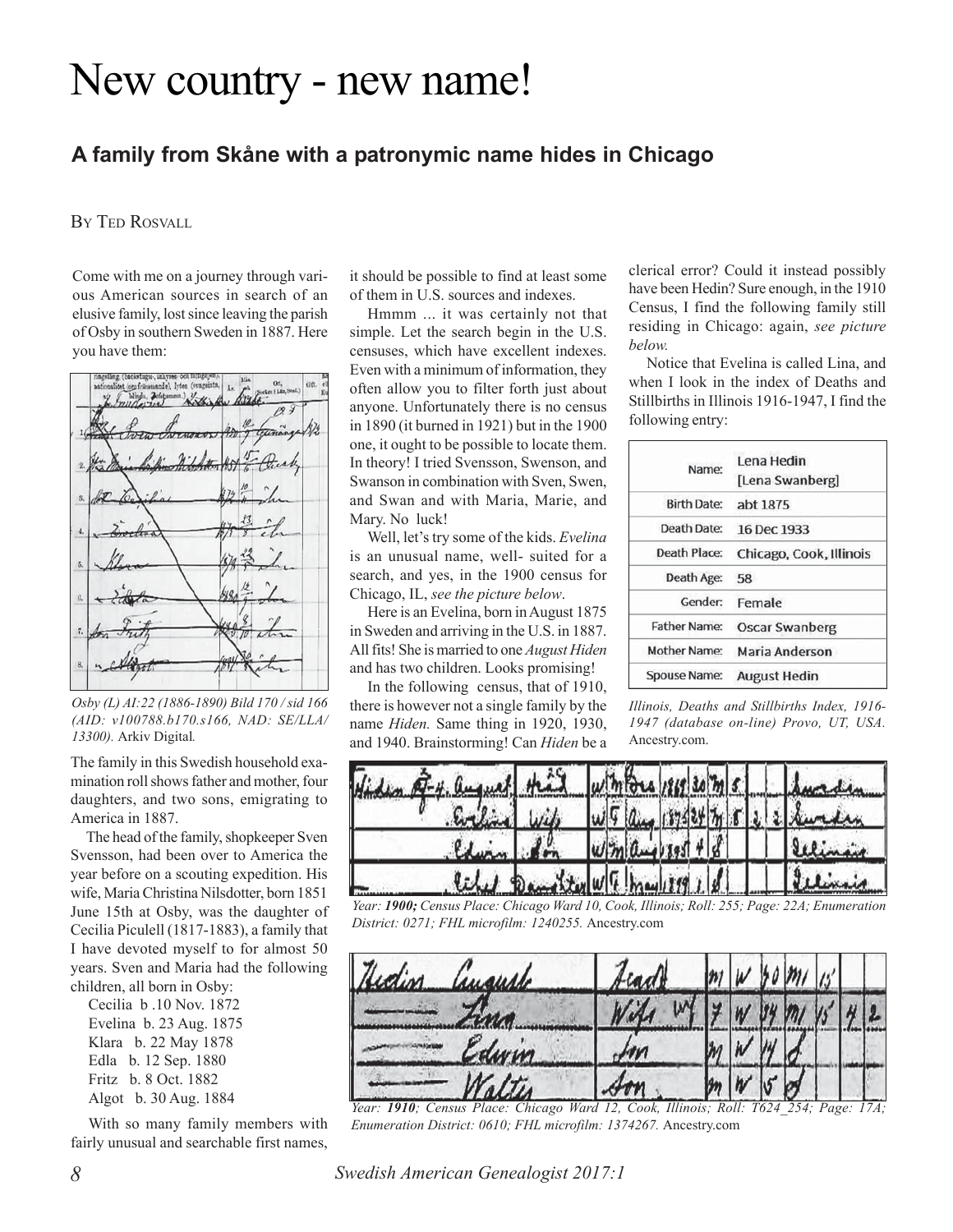# New country - new name!

## A family from Skåne with a patronymic name hides in Chicago

By Ted Rosvall

Come with me on a journey through various American sources in search of an elusive family, lost since leaving the parish of Osby in southern Sweden in 1887. Here you have them:

*Osby (L) AI:22 (1886-1890) Bild 170 / sid 166 (AID: v100788.b170.s166, NAD: SE/LLA/ 13300).* Arkiv Digital.

The family in this Swedish household examination roll shows father and mother, four daughters, and two sons, emigrating to America in 1887.

The head of the family, shopkeeper Sven Svensson, had been over to America the year before on a scouting expedition. His wife, Maria Christina Nilsdotter, born 1851 June 15th at Osby, was the daughter of Cecilia Piculell (1817-1883), a family that I have devoted myself to for almost 50 years. Sven and Maria had the following children, all born in Osby:

Cecilia b .10 Nov. 1872
Evelina b. 23 Aug. 1875
Klara b. 22 May 1878
Edla b. 12 Sep. 1880
Fritz b. 8 Oct. 1882
Algot b. 30 Aug. 1884

With so many family members with fairly unusual and searchable first names, it should be possible to find at least some of them in U.S. sources and indexes.

Hmmm ... it was certainly not that simple. Let the search begin in the U.S. censuses, which have excellent indexes. Even with a minimum of information, they often allow you to filter forth just about anyone. Unfortunately there is no census in 1890 (it burned in 1921) but in the 1900 one, it ought to be possible to locate them. In theory! I tried Svensson, Swenson, and Swanson in combination with Sven, Swen, and Swan and with Maria, Marie, and Mary. No luck!

Well, let's try some of the kids. *Evelina* is an unusual name, well- suited for a search, and yes, in the 1900 census for Chicago, IL, *see the picture below*.

Here is an Evelina, born in August 1875 in Sweden and arriving in the U.S. in 1887. All fits! She is married to one *August Hiden* and has two children. Looks promising!

In the following census, that of 1910, there is however not a single family by the name *Hiden.* Same thing in 1920, 1930, and 1940. Brainstorming! Can *Hiden* be a clerical error? Could it instead possibly have been Hedin? Sure enough, in the 1910 Census, I find the following family still residing in Chicago: again, *see picture below.*

Notice that Evelina is called Lina, and when I look in the index of Deaths and Stillbirths in Illinois 1916-1947, I find the following entry:

| Name: | Lena Hedin [Lena Swanberg] |
|---|---|
| Birth Date: | abt 1875 |
| Death Date: | 16 Dec 1933 |
| Death Place: | Chicago, Cook, Illinois |
| Death Age: | 58 |
| Gender: | Female |
| Father Name: | Oscar Swanberg |
| Mother Name: | Maria Anderson |
| Spouse Name: | August Hedin |

*Illinois, Deaths and Stillbirths Index, 1916-1947 (database on-line) Provo, UT, USA.* Ancestry.com.

*Year: **1900;** Census Place: Chicago Ward 10, Cook, Illinois; Roll: 255; Page: 22A; Enumeration District: 0271; FHL microfilm: 1240255.* Ancestry.com

*Year: **1910**; Census Place: Chicago Ward 12, Cook, Illinois; Roll: T624_254; Page: 17A; Enumeration District: 0610; FHL microfilm: 1374267.* Ancestry.com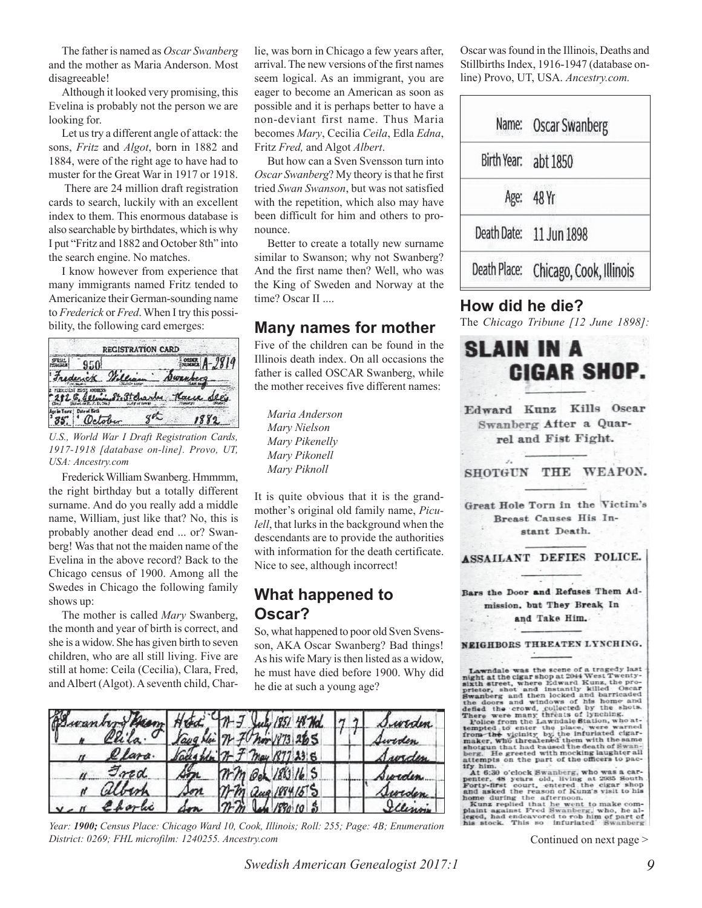The father is named as *Oscar Swanberg* and the mother as Maria Anderson. Most disagreeable!

Although it looked very promising, this Evelina is probably not the person we are looking for.

Let us try a different angle of attack: the sons, *Fritz* and *Algot*, born in 1882 and 1884, were of the right age to have had to muster for the Great War in 1917 or 1918.

There are 24 million draft registration cards to search, luckily with an excellent index to them. This enormous database is also searchable by birthdates, which is why I put "Fritz and 1882 and October 8th" into the search engine. No matches.

I know however from experience that many immigrants named Fritz tended to Americanize their German-sounding name to *Frederick* or *Fred*. When I try this possibility, the following card emerges:

*U.S., World War I Draft Registration Cards, 1917-1918 [database on-line]. Provo, UT, USA: Ancestry.com*

Frederick William Swanberg. Hmmmm, the right birthday but a totally different surname. And do you really add a middle name, William, just like that? No, this is probably another dead end ... or? Swanberg! Was that not the maiden name of the Evelina in the above record? Back to the Chicago census of 1900. Among all the Swedes in Chicago the following family shows up:

The mother is called *Mary* Swanberg, the month and year of birth is correct, and she is a widow. She has given birth to seven children, who are all still living. Five are still at home: Ceila (Cecilia), Clara, Fred, and Albert (Algot). A seventh child, Charlie, was born in Chicago a few years after, arrival. The new versions of the first names seem logical. As an immigrant, you are eager to become an American as soon as possible and it is perhaps better to have a non-deviant first name. Thus Maria becomes *Mary*, Cecilia *Ceila*, Edla *Edna*, Fritz *Fred,* and Algot *Albert*.

But how can a Sven Svensson turn into *Oscar Swanberg*? My theory is that he first tried *Swan Swanson*, but was not satisfied with the repetition, which also may have been difficult for him and others to pronounce.

Better to create a totally new surname similar to Swanson; why not Swanberg? And the first name then? Well, who was the King of Sweden and Norway at the time? Oscar II ....

*Year: **1900;** Census Place: Chicago Ward 10, Cook, Illinois; Roll: 255; Page: 4B; Enumeration District: 0269; FHL microfilm: 1240255. Ancestry.com*

## Many names for mother

Five of the children can be found in the Illinois death index. On all occasions the father is called OSCAR Swanberg, while the mother receives five different names:

*Maria Anderson*
*Mary Nielson*
*Mary Pikenelly*
*Mary Pikonell*
*Mary Piknoll*

It is quite obvious that it is the grandmother's original old family name, *Piculell*, that lurks in the background when the descendants are to provide the authorities with information for the death certificate. Nice to see, although incorrect!

## What happened to Oscar?

So, what happened to poor old Sven Svensson, AKA Oscar Swanberg? Bad things! As his wife Mary is then listed as a widow, he must have died before 1900. Why did he die at such a young age?

Oscar was found in the Illinois, Deaths and Stillbirths Index, 1916-1947 (database online) Provo, UT, USA. *Ancestry.com.*

| | |
|---|---|
| Name: | Oscar Swanberg |
| Birth Year: | abt 1850 |
| Age: | 48 Yr |
| Death Date: | 11 Jun 1898 |
| Death Place: | Chicago, Cook, Illinois |

## How did he die?

The *Chicago Tribune [12 June 1898]:*

**SLAIN IN A CIGAR SHOP.**

**Edward Kunz Kills Oscar Swanberg After a Quarrel and Fist Fight.**

**SHOTGUN THE WEAPON.**

**Great Hole Torn in the Victim's Breast Causes His Instant Death.**

**ASSAILANT DEFIES POLICE.**

**Bars the Door and Refuses Them Admission, but They Break In and Take Him.**

**NEIGHBORS THREATEN LYNCHING.**

Lawndale was the scene of a tragedy last night at the cigar shop at 2044 West Twenty-sixth street, where Edward Kunz, the proprietor, shot and instantly killed Oscar Swanberg and then locked and barricaded the doors and windows of his home and defied the crowd, collected by the shots. There were many threats of lynching.

Police from the Lawndale Station, who attempted to enter the place, were warned from the vicinity by the infuriated cigarmaker, who threatened them with the same shotgun that had caused the death of Swanberg. He greeted with mocking laughter all attempts on the part of the officers to pacify him.

At 6:30 o'clock Swanberg, who was a carpenter, 48 years old, living at 2935 South Forty-first court, entered the cigar shop and asked the reason of Kunz's visit to his home during the afternoon.

Kunz replied that he went to make complaint against Fred Swanberg, who, he alleged, had endeavored to rob him of part of his stock. This so infuriated Swanberg

Continued on next page >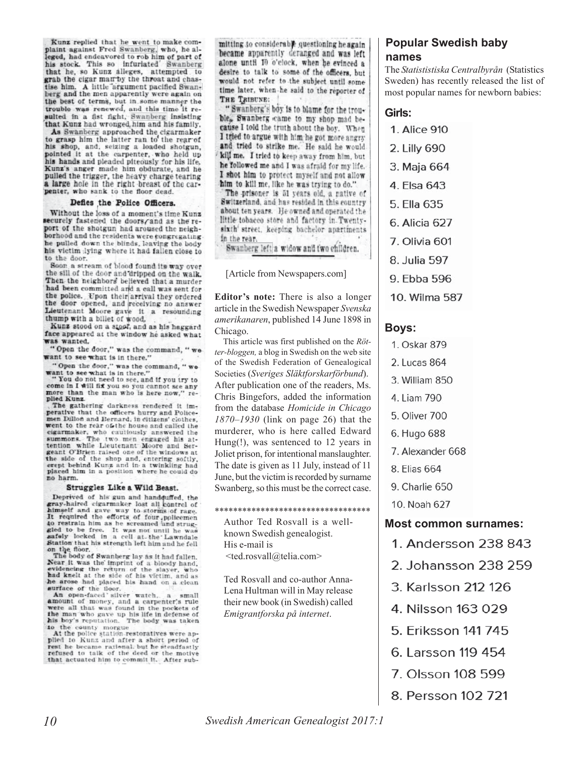Kunz replied that he went to make complaint against Fred Swanberg, who, he alleged, had endeavored to rob him of part of his stock. This so infuriated Swanberg that he, so Kunz alleges, attempted to grab the cigar man by the throat and chastise him. A little argument pacified Swanberg and the men apparently were again on the best of terms, but in some manner the trouble was renewed, and this time it resulted in a fist fight, Swanberg insisting that Kunz had wronged him and his family.

As Swanberg approached the cigarmaker to grasp him the latter ran to the rear of his shop, and, seizing a loaded shotgun, pointed it at the carpenter, who held up his hands and pleaded piteously for his life. Kunz's anger made him obdurate, and he pulled the trigger, the heavy charge tearing a large hole in the right breast of the carpenter, who sank to the floor dead.

### Defies the Police Officers.

Without the loss of a moment's time Kunz securely fastened the doors, and as the report of the shotgun had aroused the neighborhood and the residents were congregating he pulled down the blinds, leaving the body his victim lying where it had fallen close to to the door.

Soon a stream of blood found its way over the sill of the door and dripped on the walk. Then the neighbors believed that a murder had been committed and a call was sent for the police. Upon their arrival they ordered the door opened, and receiving no answer Lieutenant Moore gave it a resounding thump with a billet of wood.

Kunz stood on a stool, and as his haggard face appeared at the window he asked what was wanted.

"Open the door," was the command, "we want to see what is in there."

"Open the door," was the command, "we want to see what is in there."

"You do not need to see, and if you try to come in I will fix you so you cannot see any more than the man who is here now," replied Kunz.

The gathering darkness rendered it imperative that the officers hurry and Policemen Dillon and Bernard, in citizens' clothes, went to the rear of the house and called the cigarmaker, who cautiously answered the summons. The two men engaged his attention while Lieutenant Moore and Sergeant O'Brien raised one of the windows at the side of the shop and, entering softly, crept behind Kunz and in a twinkling had placed him in a position where he could do no harm.

### Struggles Like a Wild Beast.

Deprived of his gun and handcuffed, the gray-haired cigarmaker lost all control of himself and gave way to storms of rage. It required the efforts of four policemen to restrain him as he screamed and struggled to be free. It was not until he was safely locked in a cell at the Lawndale Station that his strength left him and he fell on the floor.

The body of Swanberg lay as it had fallen. Near it was the imprint of a bloody hand, evidencing the return of the slayer, who had knelt at the side of his victim, and as he arose had placed his hand on a clean surface of the floor.

An open-faced silver watch, a small amount of money, and a carpenter's rule were all that was found in the pockets of the man who gave up his life in defense of his boy's reputation. The body was taken to the county morgue.

At the police station restoratives were applied to Kunz and after a short period of rest he became rational, but he steadfastly refused to talk of the deed or the motive that actuated him to commit it. After submitting to considerable questioning he again became apparently deranged and was left alone until 10 o'clock, when he evinced a desire to talk to some of the officers, but would not refer to the subject until some time later, when he said to the reporter of THE TRIBUNE:

"Swanberg's boy is to blame for the trouble. Swanberg came to my shop mad because I told the truth about the boy. When I tried to argue with him he got more angry and tried to strike me. He said he would kill me. I tried to keep away from him, but he followed me and I was afraid for my life. I shot him to protect myself and not allow him to kill me, like he was trying to do."

The prisoner is 51 years old, a native of Switzerland, and has resided in this country about ten years. He owned and operated the little tobacco store and factory in Twenty-sixth street, keeping bachelor apartments in the rear.

Swanberg left a widow and two children.

[Article from Newspapers.com]

**Editor's note:** There is also a longer article in the Swedish Newspaper *Svenska amerikanaren*, published 14 June 1898 in Chicago.

This article was first published on the *Rötter-bloggen,* a blog in Swedish on the web site of the Swedish Federation of Genealogical Societies (*Sveriges Släktforskarförbund*). After publication one of the readers, Ms. Chris Bingefors, added the information from the database *Homicide in Chicago 1870–1930* (link on page 26) that the murderer, who is here called Edward Hung(!), was sentenced to 12 years in Joliet prison, for intentional manslaughter. The date is given as 11 July, instead of 11 June, but the victim is recorded by surname Swanberg, so this must be the correct case.

**********************************

Author Ted Rosvall is a well-known Swedish genealogist. His e-mail is <ted.rosvall@telia.com>

Ted Rosvall and co-author Anna-Lena Hultman will in May release their new book (in Swedish) called *Emigrantforska på internet*.

## Popular Swedish baby names

The *Statististiska Centralbyrån* (Statistics Sweden) has recently released the list of most popular names for newborn babies:

### Girls:

1. Alice 910
2. Lilly 690
3. Maja 664
4. Elsa 643
5. Ella 635
6. Alicia 627
7. Olivia 601
8. Julia 597
9. Ebba 596
10. Wilma 587

### Boys:

1. Oskar 879
2. Lucas 864
3. William 850
4. Liam 790
5. Oliver 700
6. Hugo 688
7. Alexander 668
8. Elias 664
9. Charlie 650
10. Noah 627

### Most common surnames:

1. Andersson 238 843
2. Johansson 238 259
3. Karlsson 212 126
4. Nilsson 163 029
5. Eriksson 141 745
6. Larsson 119 454
7. Olsson 108 599
8. Persson 102 721